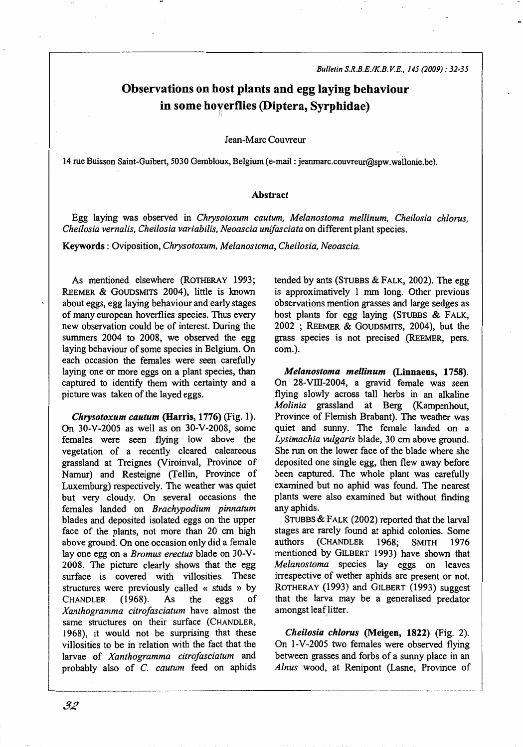# Observations on host plants and egg laying behaviour in some hoverflies (Diptera, Syrphidae)

Jean-Marc Couvreur

14 rue Buisson Saint-Guibert, 5030 Gembloux, Belgium (e-mail : jeanmarc.couvreur@spw.wallonie.be).

## Abstract

Egg laying was observed in *Chrysotoxum cautum, Melanostoma mellinum, Cheilosia chlorus, Cheilosia vernalis, Cheilosia variabilis, Neoascia unifasciata* on different plant species.

**Keywords** : Oviposition, *Chrysotoxum, Melanostoma, Cheilosia, Neoascia.*

As mentioned elsewhere (ROTHERAY 1993; REEMER & GOUDSMITS 2004), little is known about eggs, egg laying behaviour and early stages of many european hoverflies species. Thus every new observation could be of interest. During the summers 2004 to 2008, we observed the egg laying behaviour of some species in Belgium. On each occasion the females were seen carefully laying one or more eggs on a plant species, than captured to identify them with certainty and a picture was taken of the layed eggs.

***Chrysotoxum cautum* (Harris, 1776)** (Fig. 1). On 30-V-2005 as well as on 30-V-2008, some females were seen flying low above the vegetation of a recently cleared calcareous grassland at Treignes (Viroinval, Province of Namur) and Resteigne (Tellin, Province of Luxemburg) respectively. The weather was quiet but very cloudy. On several occasions the females landed on *Brachypodium pinnatum* blades and deposited isolated eggs on the upper face of the plants, not more than 20 cm high above ground. On one occasion only did a female lay one egg on a *Bromus erectus* blade on 30-V-2008. The picture clearly shows that the egg surface is covered with villosities. These structures were previously called « studs » by CHANDLER (1968). As the eggs of *Xanthogramma citrofasciatum* have almost the same structures on their surface (CHANDLER, 1968), it would not be surprising that these villosities to be in relation with the fact that the larvae of *Xanthogramma citrofasciatum* and probably also of *C. cautum* feed on aphids tended by ants (STUBBS & FALK, 2002). The egg is approximatively 1 mm long. Other previous observations mention grasses and large sedges as host plants for egg laying (STUBBS & FALK, 2002 ; REEMER & GOUDSMITS, 2004), but the grass species is not precised (REEMER, pers. com.).

***Melanostoma mellinum* (Linnaeus, 1758).** On 28-VIII-2004, a gravid female was seen flying slowly across tall herbs in an alkaline *Molinia* grassland at Berg (Kampenhout, Province of Flemish Brabant). The weather was quiet and sunny. The female landed on a *Lysimachia vulgaris* blade, 30 cm above ground. She run on the lower face of the blade where she deposited one single egg, then flew away before been captured. The whole plant was carefully examined but no aphid was found. The nearest plants were also examined but without finding any aphids.

STUBBS & FALK (2002) reported that the larval stages are rarely found at aphid colonies. Some authors (CHANDLER 1968; SMITH 1976 mentioned by GILBERT 1993) have shown that *Melanostoma* species lay eggs on leaves irrespective of wether aphids are present or not. ROTHERAY (1993) and GILBERT (1993) suggest that the larva may be a generalised predator amongst leaf litter.

***Cheilosia chlorus* (Meigen, 1822)** (Fig. 2). On 1-V-2005 two females were observed flying between grasses and forbs of a sunny place in an *Alnus* wood, at Renipont (Lasne, Province of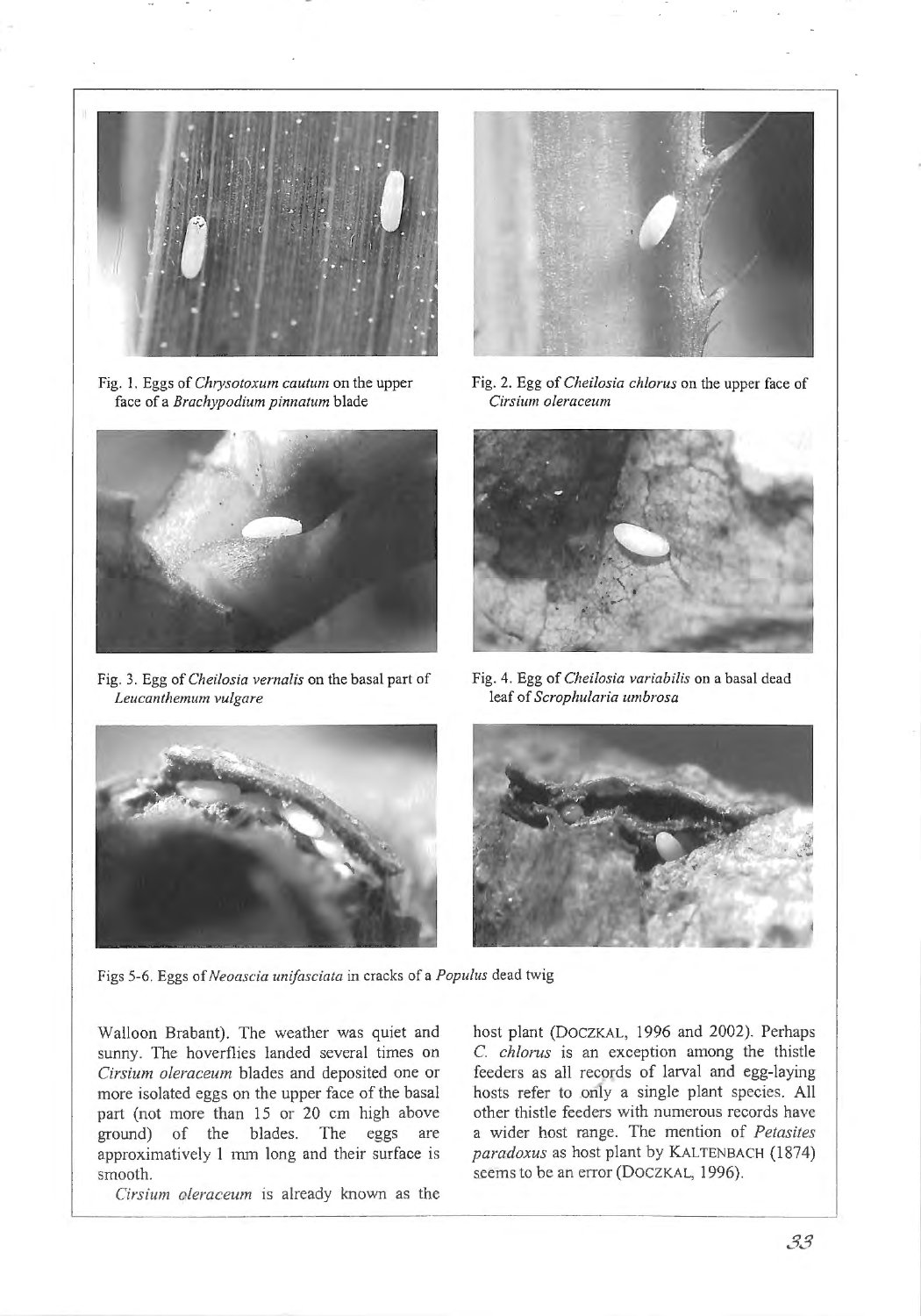Fig. 1. Eggs of *Chrysotoxum cautum* on the upper face of a *Brachypodium pinnatum* blade

Fig. 2. Egg of *Cheilosia chlorus* on the upper face of *Cirsium oleraceum*

Fig. 3. Egg of *Cheilosia vernalis* on the basal part of *Leucanthemum vulgare*

Fig. 4. Egg of *Cheilosia variabilis* on a basal dead leaf of *Scrophularia umbrosa*

Figs 5-6. Eggs of *Neoascia unifasciata* in cracks of a *Populus* dead twig

Walloon Brabant). The weather was quiet and sunny. The hoverflies landed several times on *Cirsium oleraceum* blades and deposited one or more isolated eggs on the upper face of the basal part (not more than 15 or 20 cm high above ground) of the blades. The eggs are approximatively 1 mm long and their surface is smooth.

*Cirsium oleraceum* is already known as the host plant (DOCZKAL, 1996 and 2002). Perhaps *C. chlorus* is an exception among the thistle feeders as all records of larval and egg-laying hosts refer to only a single plant species. All other thistle feeders with numerous records have a wider host range. The mention of *Petasites paradoxus* as host plant by KALTENBACH (1874) seems to be an error (DOCZKAL, 1996).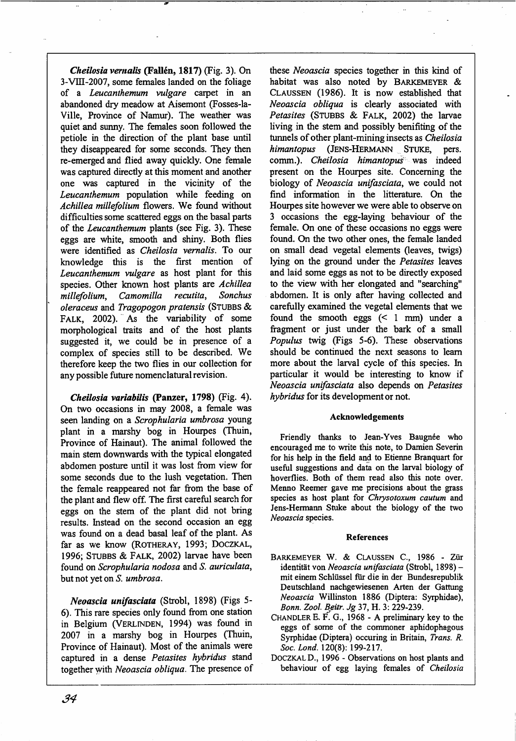***Cheilosia vernalis* (Fallén, 1817)** (Fig. 3). On 3-VIII-2007, some females landed on the foliage of a *Leucanthemum vulgare* carpet in an abandoned dry meadow at Aisemont (Fosses-la-Ville, Province of Namur). The weather was quiet and sunny. The females soon followed the petiole in the direction of the plant base until they diseappeared for some seconds. They then re-emerged and flied away quickly. One female was captured directly at this moment and another one was captured in the vicinity of the *Leucanthemum* population while feeding on *Achillea millefolium* flowers. We found without difficulties some scattered eggs on the basal parts of the *Leucanthemum* plants (see Fig. 3). These eggs are white, smooth and shiny. Both flies were identified as *Cheilosia vernalis*. To our knowledge this is the first mention of *Leucanthemum vulgare* as host plant for this species. Other known host plants are *Achillea millefolium*, *Camomilla recutita*, *Sonchus oleraceus* and *Tragopogon pratensis* (STUBBS & FALK, 2002). As the variability of some morphological traits and of the host plants suggested it, we could be in presence of a complex of species still to be described. We therefore keep the two flies in our collection for any possible future nomenclatural revision.

***Cheilosia variabilis* (Panzer, 1798)** (Fig. 4). On two occasions in may 2008, a female was seen landing on a *Scrophularia umbrosa* young plant in a marshy bog in Hourpes (Thuin, Province of Hainaut). The animal followed the main stem downwards with the typical elongated abdomen posture until it was lost from view for some seconds due to the lush vegetation. Then the female reappeared not far from the base of the plant and flew off. The first careful search for eggs on the stem of the plant did not bring results. Instead on the second occasion an egg was found on a dead basal leaf of the plant. As far as we know (ROTHERAY, 1993; DOCZKAL, 1996; STUBBS & FALK, 2002) larvae have been found on *Scrophularia nodosa* and *S. auriculata*, but not yet on *S. umbrosa*.

***Neoascia unifasciata*** (Strobl, 1898) (Figs 5-6). This rare species only found from one station in Belgium (VERLINDEN, 1994) was found in 2007 in a marshy bog in Hourpes (Thuin, Province of Hainaut). Most of the animals were captured in a dense *Petasites hybridus* stand together with *Neoascia obliqua*. The presence of these *Neoascia* species together in this kind of habitat was also noted by BARKEMEYER & CLAUSSEN (1986). It is now established that *Neoascia obliqua* is clearly associated with *Petasites* (STUBBS & FALK, 2002) the larvae living in the stem and possibly benifiting of the tunnels of other plant-mining insects as *Cheilosia himantopus* (JENS-HERMANN STUKE, pers. comm.). *Cheilosia himantopus* was indeed present on the Hourpes site. Concerning the biology of *Neoascia unifasciata*, we could not find information in the litterature. On the Hourpes site however we were able to observe on 3 occasions the egg-laying behaviour of the female. On one of these occasions no eggs were found. On the two other ones, the female landed on small dead vegetal elements (leaves, twigs) lying on the ground under the *Petasites* leaves and laid some eggs as not to be directly exposed to the view with her elongated and "searching" abdomen. It is only after having collected and carefully examined the vegetal elements that we found the smooth eggs (< 1 mm) under a fragment or just under the bark of a small *Populus* twig (Figs 5-6). These observations should be continued the next seasons to learn more about the larval cycle of this species. In particular it would be interesting to know if *Neoascia unifasciata* also depends on *Petasites hybridus* for its development or not.

### Acknowledgements

Friendly thanks to Jean-Yves Baugnée who encouraged me to write this note, to Damien Severin for his help in the field and to Etienne Branquart for useful suggestions and data on the larval biology of hoverflies. Both of them read also this note over. Menno Reemer gave me precisions about the grass species as host plant for *Chrysotoxum cautum* and Jens-Hermann Stuke about the biology of the two *Neoascia* species.

### References

BARKEMEYER W. & CLAUSSEN C., 1986 - Zür identität von *Neoascia unifasciata* (Strobl, 1898) – mit einem Schlüssel für die in der Bundesrepublik Deutschland nachgewiesenen Arten der Gattung *Neoascia* Willinston 1886 (Diptera: Syrphidae), *Bonn. Zool. Beitr. Jg* 37, H. 3: 229-239.

CHANDLER E. F. G., 1968 - A preliminary key to the eggs of some of the commoner aphidophagous Syrphidae (Diptera) occuring in Britain, *Trans. R. Soc. Lond.* 120(8): 199-217.

DOCZKAL D., 1996 - Observations on host plants and behaviour of egg laying females of *Cheilosia*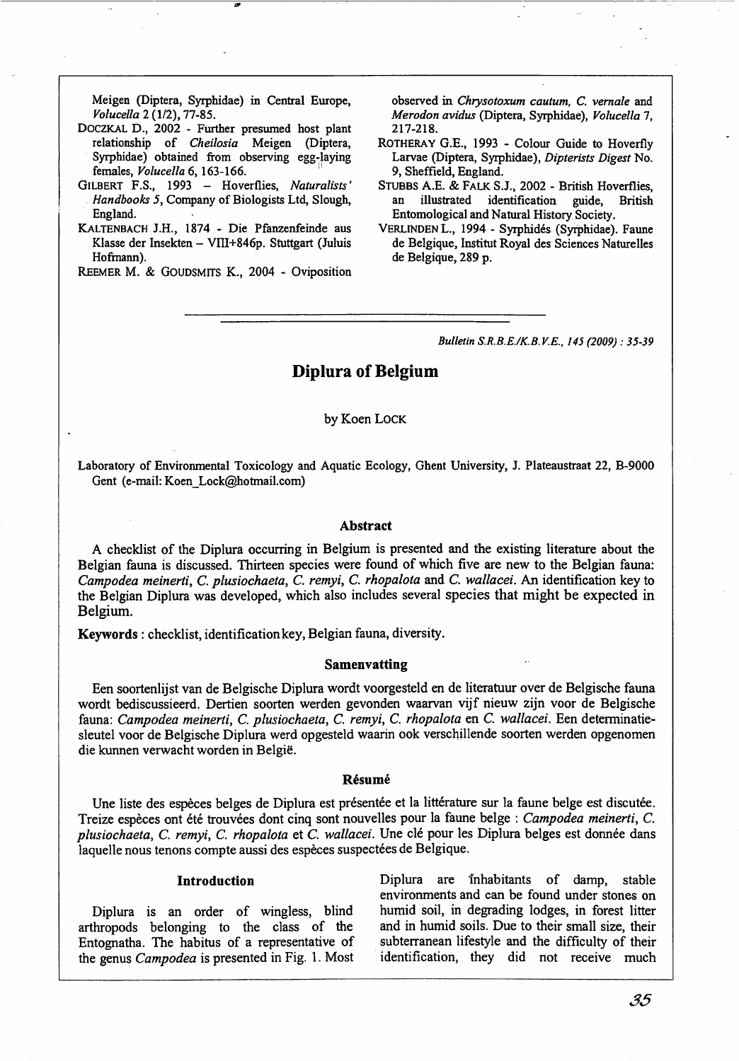Meigen (Diptera, Syrphidae) in Central Europe, *Volucella* 2 (1/2), 77-85.

DOCZKAL D., 2002 - Further presumed host plant relationship of *Cheilosia* Meigen (Diptera, Syrphidae) obtained from observing egg-laying females, *Volucella* 6, 163-166.

GILBERT F.S., 1993 – Hoverflies, *Naturalists' Handbooks 5*, Company of Biologists Ltd, Slough, England.

KALTENBACH J.H., 1874 - Die Pfanzenfeinde aus Klasse der Insekten – VIII+846p. Stuttgart (Juluis Hofmann).

REEMER M. & GOUDSMITS K., 2004 - Oviposition observed in *Chrysotoxum cautum*, *C. vernale* and *Merodon avidus* (Diptera, Syrphidae), *Volucella* 7, 217-218.

ROTHERAY G.E., 1993 - Colour Guide to Hoverfly Larvae (Diptera, Syrphidae), *Dipterists Digest* No. 9, Sheffield, England.

STUBBS A.E. & FALK S.J., 2002 - British Hoverflies, an illustrated identification guide, British Entomological and Natural History Society.

VERLINDEN L., 1994 - Syrphidés (Syrphidae). Faune de Belgique, Institut Royal des Sciences Naturelles de Belgique, 289 p.

---

*Bulletin S.R.B.E./K.B.V.E., 145 (2009) : 35-39*

# Diplura of Belgium

by Koen LOCK

Laboratory of Environmental Toxicology and Aquatic Ecology, Ghent University, J. Plateaustraat 22, B-9000 Gent (e-mail: Koen_Lock@hotmail.com)

## Abstract

A checklist of the Diplura occurring in Belgium is presented and the existing literature about the Belgian fauna is discussed. Thirteen species were found of which five are new to the Belgian fauna: *Campodea meinerti*, *C. plusiochaeta*, *C. remyi*, *C. rhopalota* and *C. wallacei*. An identification key to the Belgian Diplura was developed, which also includes several species that might be expected in Belgium.

**Keywords** : checklist, identification key, Belgian fauna, diversity.

## Samenvatting

Een soortenlijst van de Belgische Diplura wordt voorgesteld en de literatuur over de Belgische fauna wordt bediscussieerd. Dertien soorten werden gevonden waarvan vijf nieuw zijn voor de Belgische fauna: *Campodea meinerti*, *C. plusiochaeta*, *C. remyi*, *C. rhopalota* en *C. wallacei*. Een determinatiesleutel voor de Belgische Diplura werd opgesteld waarin ook verschillende soorten werden opgenomen die kunnen verwacht worden in België.

## Résumé

Une liste des espèces belges de Diplura est présentée et la littérature sur la faune belge est discutée. Treize espèces ont été trouvées dont cinq sont nouvelles pour la faune belge : *Campodea meinerti*, *C. plusiochaeta*, *C. remyi*, *C. rhopalota* et *C. wallacei*. Une clé pour les Diplura belges est donnée dans laquelle nous tenons compte aussi des espèces suspectées de Belgique.

## Introduction

Diplura is an order of wingless, blind arthropods belonging to the class of the Entognatha. The habitus of a representative of the genus *Campodea* is presented in Fig. 1. Most Diplura are inhabitants of damp, stable environments and can be found under stones on humid soil, in degrading lodges, in forest litter and in humid soils. Due to their small size, their subterranean lifestyle and the difficulty of their identification, they did not receive much